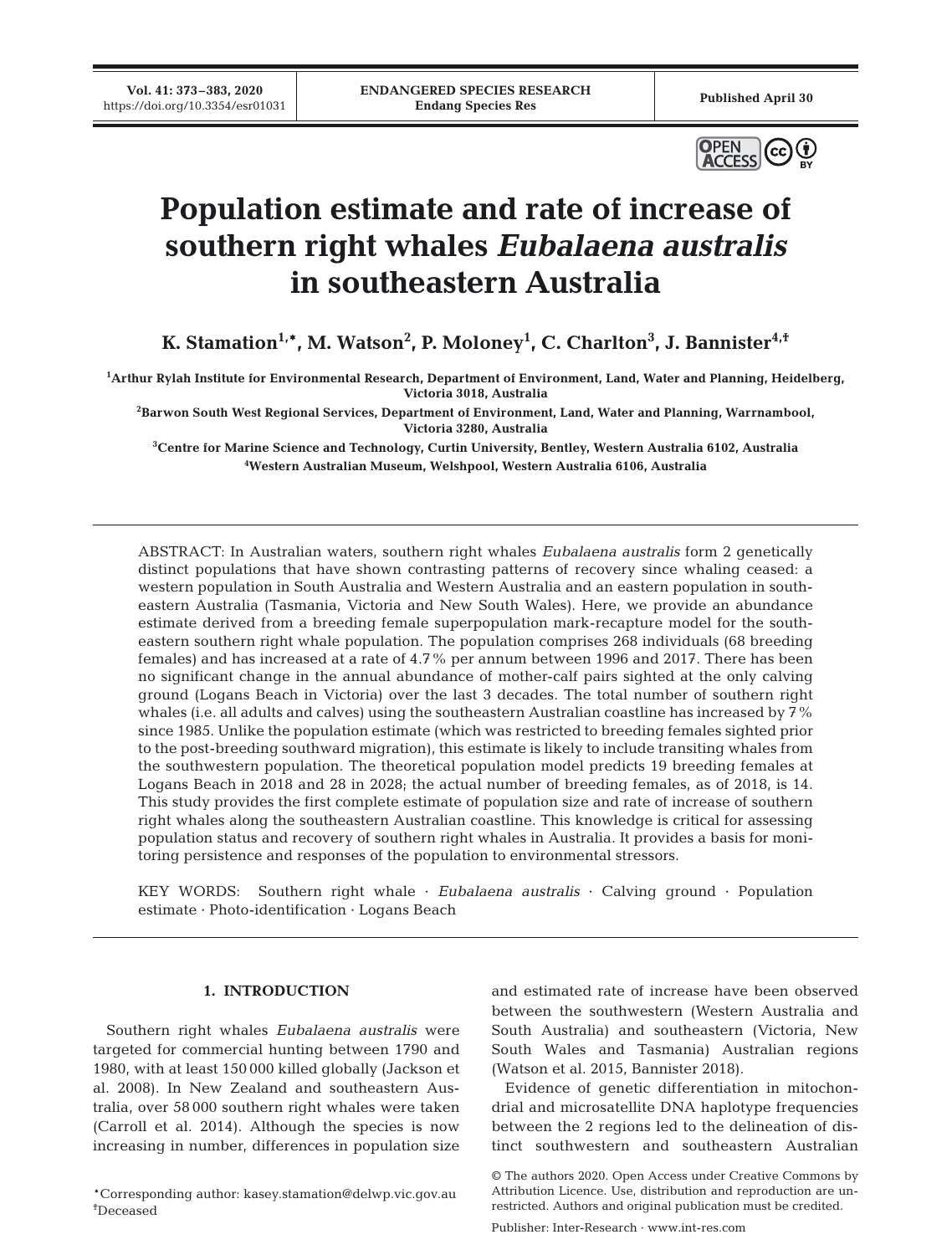# Population estimate and rate of increase of southern right whales *Eubalaena australis* in southeastern Australia

**K. Stamation[1,\*], M. Watson[2], P. Moloney[1], C. Charlton[3], J. Bannister[4,‡]**

[1]Arthur Rylah Institute for Environmental Research, Department of Environment, Land, Water and Planning, Heidelberg, Victoria 3018, Australia

[2]Barwon South West Regional Services, Department of Environment, Land, Water and Planning, Warrnambool, Victoria 3280, Australia

[3]Centre for Marine Science and Technology, Curtin University, Bentley, Western Australia 6102, Australia

[4]Western Australian Museum, Welshpool, Western Australia 6106, Australia

ABSTRACT: In Australian waters, southern right whales *Eubalaena australis* form 2 genetically distinct populations that have shown contrasting patterns of recovery since whaling ceased: a western population in South Australia and Western Australia and an eastern population in southeastern Australia (Tasmania, Victoria and New South Wales). Here, we provide an abundance estimate derived from a breeding female superpopulation mark-recapture model for the southeastern southern right whale population. The population comprises 268 individuals (68 breeding females) and has increased at a rate of 4.7% per annum between 1996 and 2017. There has been no significant change in the annual abundance of mother-calf pairs sighted at the only calving ground (Logans Beach in Victoria) over the last 3 decades. The total number of southern right whales (i.e. all adults and calves) using the southeastern Australian coastline has increased by 7% since 1985. Unlike the population estimate (which was restricted to breeding females sighted prior to the post-breeding southward migration), this estimate is likely to include transiting whales from the southwestern population. The theoretical population model predicts 19 breeding females at Logans Beach in 2018 and 28 in 2028; the actual number of breeding females, as of 2018, is 14. This study provides the first complete estimate of population size and rate of increase of southern right whales along the southeastern Australian coastline. This knowledge is critical for assessing population status and recovery of southern right whales in Australia. It provides a basis for monitoring persistence and responses of the population to environmental stressors.

KEY WORDS: Southern right whale · *Eubalaena australis* · Calving ground · Population estimate · Photo-identification · Logans Beach

## 1. INTRODUCTION

Southern right whales *Eubalaena australis* were targeted for commercial hunting between 1790 and 1980, with at least 150 000 killed globally (Jackson et al. 2008). In New Zealand and southeastern Australia, over 58 000 southern right whales were taken (Carroll et al. 2014). Although the species is now increasing in number, differences in population size and estimated rate of increase have been observed between the southwestern (Western Australia and South Australia) and southeastern (Victoria, New South Wales and Tasmania) Australian regions (Watson et al. 2015, Bannister 2018).

Evidence of genetic differentiation in mitochondrial and microsatellite DNA haplotype frequencies between the 2 regions led to the delineation of distinct southwestern and southeastern Australian

\*Corresponding author: kasey.stamation@delwp.vic.gov.au
‡Deceased

© The authors 2020. Open Access under Creative Commons by Attribution Licence. Use, distribution and reproduction are unrestricted. Authors and original publication must be credited.

Publisher: Inter-Research · www.int-res.com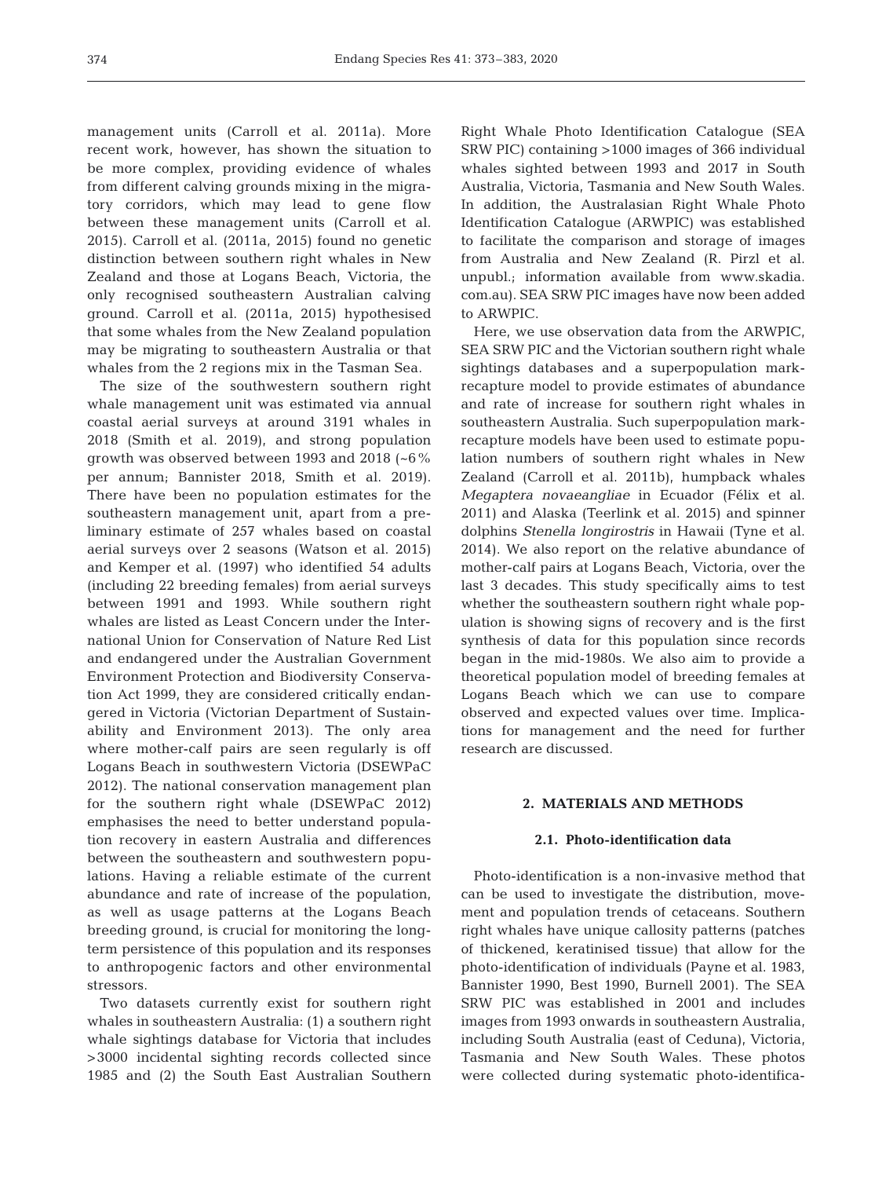management units (Carroll et al. 2011a). More recent work, however, has shown the situation to be more complex, providing evidence of whales from different calving grounds mixing in the migratory corridors, which may lead to gene flow between these management units (Carroll et al. 2015). Carroll et al. (2011a, 2015) found no genetic distinction between southern right whales in New Zealand and those at Logans Beach, Victoria, the only recognised southeastern Australian calving ground. Carroll et al. (2011a, 2015) hypothesised that some whales from the New Zealand population may be migrating to southeastern Australia or that whales from the 2 regions mix in the Tasman Sea.

The size of the southwestern southern right whale management unit was estimated via annual coastal aerial surveys at around 3191 whales in 2018 (Smith et al. 2019), and strong population growth was observed between 1993 and 2018 (~6% per annum; Bannister 2018, Smith et al. 2019). There have been no population estimates for the southeastern management unit, apart from a preliminary estimate of 257 whales based on coastal aerial surveys over 2 seasons (Watson et al. 2015) and Kemper et al. (1997) who identified 54 adults (including 22 breeding females) from aerial surveys between 1991 and 1993. While southern right whales are listed as Least Concern under the International Union for Conservation of Nature Red List and endangered under the Australian Government Environment Protection and Biodiversity Conservation Act 1999, they are considered critically endangered in Victoria (Victorian Department of Sustainability and Environment 2013). The only area where mother-calf pairs are seen regularly is off Logans Beach in southwestern Victoria (DSEWPaC 2012). The national conservation management plan for the southern right whale (DSEWPaC 2012) emphasises the need to better understand population recovery in eastern Australia and differences between the southeastern and southwestern populations. Having a reliable estimate of the current abundance and rate of increase of the population, as well as usage patterns at the Logans Beach breeding ground, is crucial for monitoring the long-term persistence of this population and its responses to anthropogenic factors and other environmental stressors.

Two datasets currently exist for southern right whales in southeastern Australia: (1) a southern right whale sightings database for Victoria that includes >3000 incidental sighting records collected since 1985 and (2) the South East Australian Southern Right Whale Photo Identification Catalogue (SEA SRW PIC) containing >1000 images of 366 individual whales sighted between 1993 and 2017 in South Australia, Victoria, Tasmania and New South Wales. In addition, the Australasian Right Whale Photo Identification Catalogue (ARWPIC) was established to facilitate the comparison and storage of images from Australia and New Zealand (R. Pirzl et al. unpubl.; information available from www.skadia.com.au). SEA SRW PIC images have now been added to ARWPIC.

Here, we use observation data from the ARWPIC, SEA SRW PIC and the Victorian southern right whale sightings databases and a superpopulation mark-recapture model to provide estimates of abundance and rate of increase for southern right whales in southeastern Australia. Such superpopulation mark-recapture models have been used to estimate population numbers of southern right whales in New Zealand (Carroll et al. 2011b), humpback whales *Megaptera novaeangliae* in Ecuador (Félix et al. 2011) and Alaska (Teerlink et al. 2015) and spinner dolphins *Stenella longirostris* in Hawaii (Tyne et al. 2014). We also report on the relative abundance of mother-calf pairs at Logans Beach, Victoria, over the last 3 decades. This study specifically aims to test whether the southeastern southern right whale population is showing signs of recovery and is the first synthesis of data for this population since records began in the mid-1980s. We also aim to provide a theoretical population model of breeding females at Logans Beach which we can use to compare observed and expected values over time. Implications for management and the need for further research are discussed.

## 2. MATERIALS AND METHODS

### 2.1. Photo-identification data

Photo-identification is a non-invasive method that can be used to investigate the distribution, movement and population trends of cetaceans. Southern right whales have unique callosity patterns (patches of thickened, keratinised tissue) that allow for the photo-identification of individuals (Payne et al. 1983, Bannister 1990, Best 1990, Burnell 2001). The SEA SRW PIC was established in 2001 and includes images from 1993 onwards in southeastern Australia, including South Australia (east of Ceduna), Victoria, Tasmania and New South Wales. These photos were collected during systematic photo-identifica-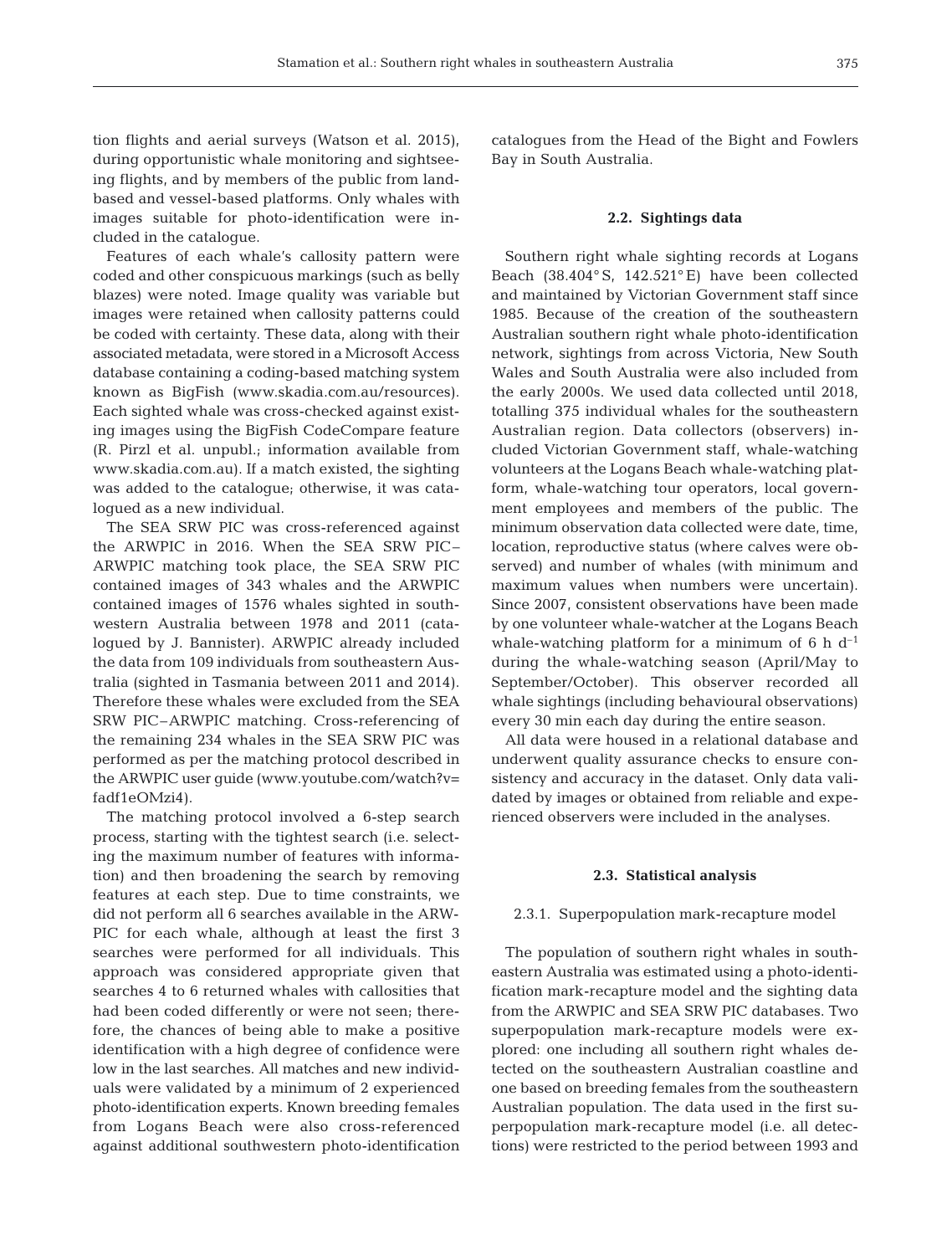tion flights and aerial surveys (Watson et al. 2015), during opportunistic whale monitoring and sightseeing flights, and by members of the public from land-based and vessel-based platforms. Only whales with images suitable for photo-identification were included in the catalogue.

Features of each whale's callosity pattern were coded and other conspicuous markings (such as belly blazes) were noted. Image quality was variable but images were retained when callosity patterns could be coded with certainty. These data, along with their associated metadata, were stored in a Microsoft Access database containing a coding-based matching system known as BigFish (www.skadia.com.au/resources). Each sighted whale was cross-checked against existing images using the BigFish CodeCompare feature (R. Pirzl et al. unpubl.; information available from www.skadia.com.au). If a match existed, the sighting was added to the catalogue; otherwise, it was catalogued as a new individual.

The SEA SRW PIC was cross-referenced against the ARWPIC in 2016. When the SEA SRW PIC–ARWPIC matching took place, the SEA SRW PIC contained images of 343 whales and the ARWPIC contained images of 1576 whales sighted in southwestern Australia between 1978 and 2011 (catalogued by J. Bannister). ARWPIC already included the data from 109 individuals from southeastern Australia (sighted in Tasmania between 2011 and 2014). Therefore these whales were excluded from the SEA SRW PIC–ARWPIC matching. Cross-referencing of the remaining 234 whales in the SEA SRW PIC was performed as per the matching protocol described in the ARWPIC user guide (www.youtube.com/watch?v=fadf1eOMzi4).

The matching protocol involved a 6-step search process, starting with the tightest search (i.e. selecting the maximum number of features with information) and then broadening the search by removing features at each step. Due to time constraints, we did not perform all 6 searches available in the ARWPIC for each whale, although at least the first 3 searches were performed for all individuals. This approach was considered appropriate given that searches 4 to 6 returned whales with callosities that had been coded differently or were not seen; therefore, the chances of being able to make a positive identification with a high degree of confidence were low in the last searches. All matches and new individuals were validated by a minimum of 2 experienced photo-identification experts. Known breeding females from Logans Beach were also cross-referenced against additional southwestern photo-identification catalogues from the Head of the Bight and Fowlers Bay in South Australia.

### 2.2. Sightings data

Southern right whale sighting records at Logans Beach (38.404° S, 142.521° E) have been collected and maintained by Victorian Government staff since 1985. Because of the creation of the southeastern Australian southern right whale photo-identification network, sightings from across Victoria, New South Wales and South Australia were also included from the early 2000s. We used data collected until 2018, totalling 375 individual whales for the southeastern Australian region. Data collectors (observers) included Victorian Government staff, whale-watching volunteers at the Logans Beach whale-watching platform, whale-watching tour operators, local government employees and members of the public. The minimum observation data collected were date, time, location, reproductive status (where calves were observed) and number of whales (with minimum and maximum values when numbers were uncertain). Since 2007, consistent observations have been made by one volunteer whale-watcher at the Logans Beach whale-watching platform for a minimum of 6 h $d^{-1}$ during the whale-watching season (April/May to September/October). This observer recorded all whale sightings (including behavioural observations) every 30 min each day during the entire season.

All data were housed in a relational database and underwent quality assurance checks to ensure consistency and accuracy in the dataset. Only data validated by images or obtained from reliable and experienced observers were included in the analyses.

### 2.3. Statistical analysis

#### 2.3.1. Superpopulation mark-recapture model

The population of southern right whales in southeastern Australia was estimated using a photo-identification mark-recapture model and the sighting data from the ARWPIC and SEA SRW PIC databases. Two superpopulation mark-recapture models were explored: one including all southern right whales detected on the southeastern Australian coastline and one based on breeding females from the southeastern Australian population. The data used in the first superpopulation mark-recapture model (i.e. all detections) were restricted to the period between 1993 and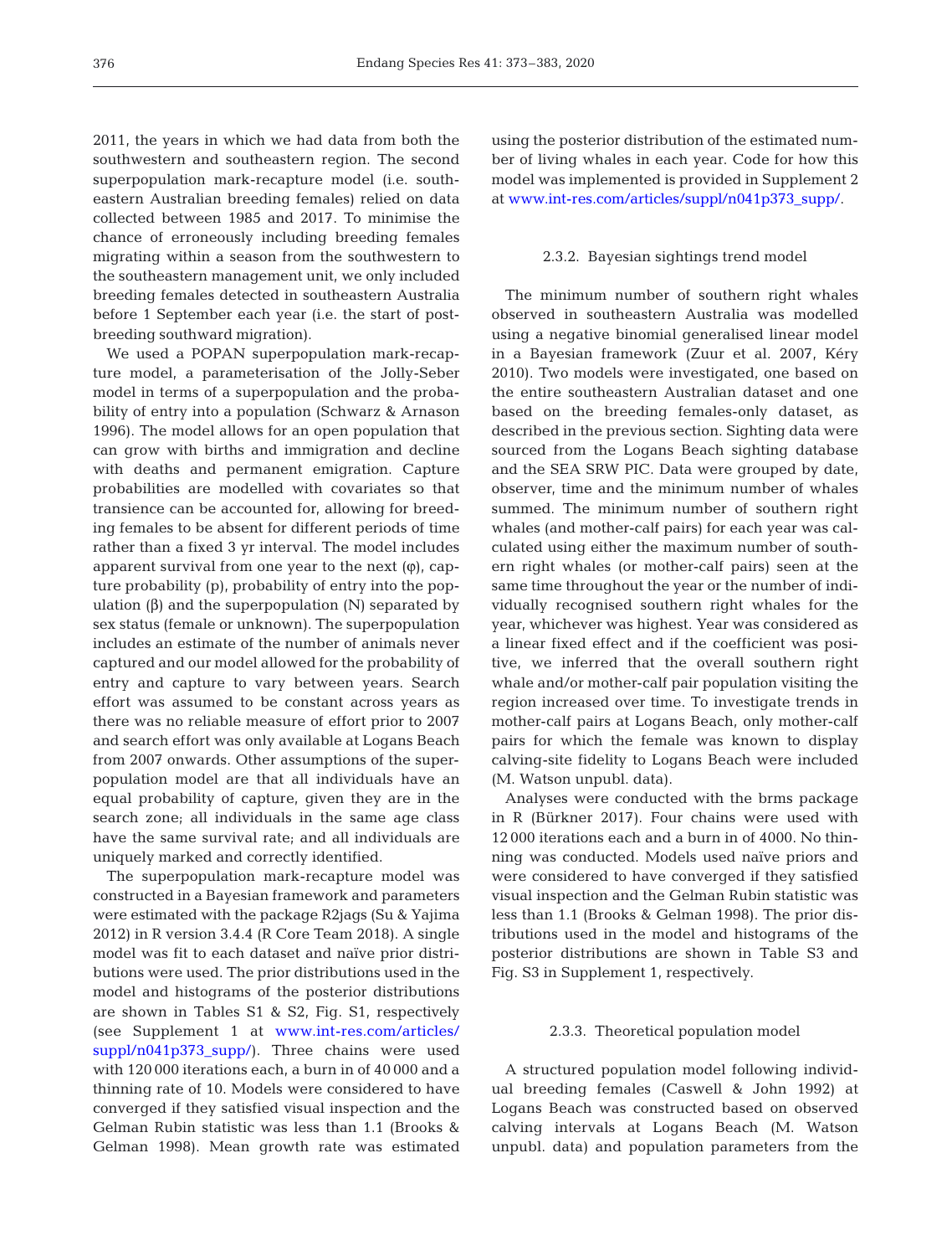2011, the years in which we had data from both the southwestern and southeastern region. The second superpopulation mark-recapture model (i.e. southeastern Australian breeding females) relied on data collected between 1985 and 2017. To minimise the chance of erroneously including breeding females migrating within a season from the southwestern to the southeastern management unit, we only included breeding females detected in southeastern Australia before 1 September each year (i.e. the start of post-breeding southward migration).

We used a POPAN superpopulation mark-recapture model, a parameterisation of the Jolly-Seber model in terms of a superpopulation and the probability of entry into a population (Schwarz & Arnason 1996). The model allows for an open population that can grow with births and immigration and decline with deaths and permanent emigration. Capture probabilities are modelled with covariates so that transience can be accounted for, allowing for breeding females to be absent for different periods of time rather than a fixed 3 yr interval. The model includes apparent survival from one year to the next ($\varphi$), capture probability (p), probability of entry into the population ($\beta$) and the superpopulation (N) separated by sex status (female or unknown). The superpopulation includes an estimate of the number of animals never captured and our model allowed for the probability of entry and capture to vary between years. Search effort was assumed to be constant across years as there was no reliable measure of effort prior to 2007 and search effort was only available at Logans Beach from 2007 onwards. Other assumptions of the superpopulation model are that all individuals have an equal probability of capture, given they are in the search zone; all individuals in the same age class have the same survival rate; and all individuals are uniquely marked and correctly identified.

The superpopulation mark-recapture model was constructed in a Bayesian framework and parameters were estimated with the package R2jags (Su & Yajima 2012) in R version 3.4.4 (R Core Team 2018). A single model was fit to each dataset and naïve prior distributions were used. The prior distributions used in the model and histograms of the posterior distributions are shown in Tables S1 & S2, Fig. S1, respectively (see Supplement 1 at www.int-res.com/articles/suppl/n041p373_supp/). Three chains were used with 120 000 iterations each, a burn in of 40 000 and a thinning rate of 10. Models were considered to have converged if they satisfied visual inspection and the Gelman Rubin statistic was less than 1.1 (Brooks & Gelman 1998). Mean growth rate was estimated using the posterior distribution of the estimated number of living whales in each year. Code for how this model was implemented is provided in Supplement 2 at www.int-res.com/articles/suppl/n041p373_supp/.

### 2.3.2. Bayesian sightings trend model

The minimum number of southern right whales observed in southeastern Australia was modelled using a negative binomial generalised linear model in a Bayesian framework (Zuur et al. 2007, Kéry 2010). Two models were investigated, one based on the entire southeastern Australian dataset and one based on the breeding females-only dataset, as described in the previous section. Sighting data were sourced from the Logans Beach sighting database and the SEA SRW PIC. Data were grouped by date, observer, time and the minimum number of whales summed. The minimum number of southern right whales (and mother-calf pairs) for each year was calculated using either the maximum number of southern right whales (or mother-calf pairs) seen at the same time throughout the year or the number of individually recognised southern right whales for the year, whichever was highest. Year was considered as a linear fixed effect and if the coefficient was positive, we inferred that the overall southern right whale and/or mother-calf pair population visiting the region increased over time. To investigate trends in mother-calf pairs at Logans Beach, only mother-calf pairs for which the female was known to display calving-site fidelity to Logans Beach were included (M. Watson unpubl. data).

Analyses were conducted with the brms package in R (Bürkner 2017). Four chains were used with 12 000 iterations each and a burn in of 4000. No thinning was conducted. Models used naïve priors and were considered to have converged if they satisfied visual inspection and the Gelman Rubin statistic was less than 1.1 (Brooks & Gelman 1998). The prior distributions used in the model and histograms of the posterior distributions are shown in Table S3 and Fig. S3 in Supplement 1, respectively.

### 2.3.3. Theoretical population model

A structured population model following individual breeding females (Caswell & John 1992) at Logans Beach was constructed based on observed calving intervals at Logans Beach (M. Watson unpubl. data) and population parameters from the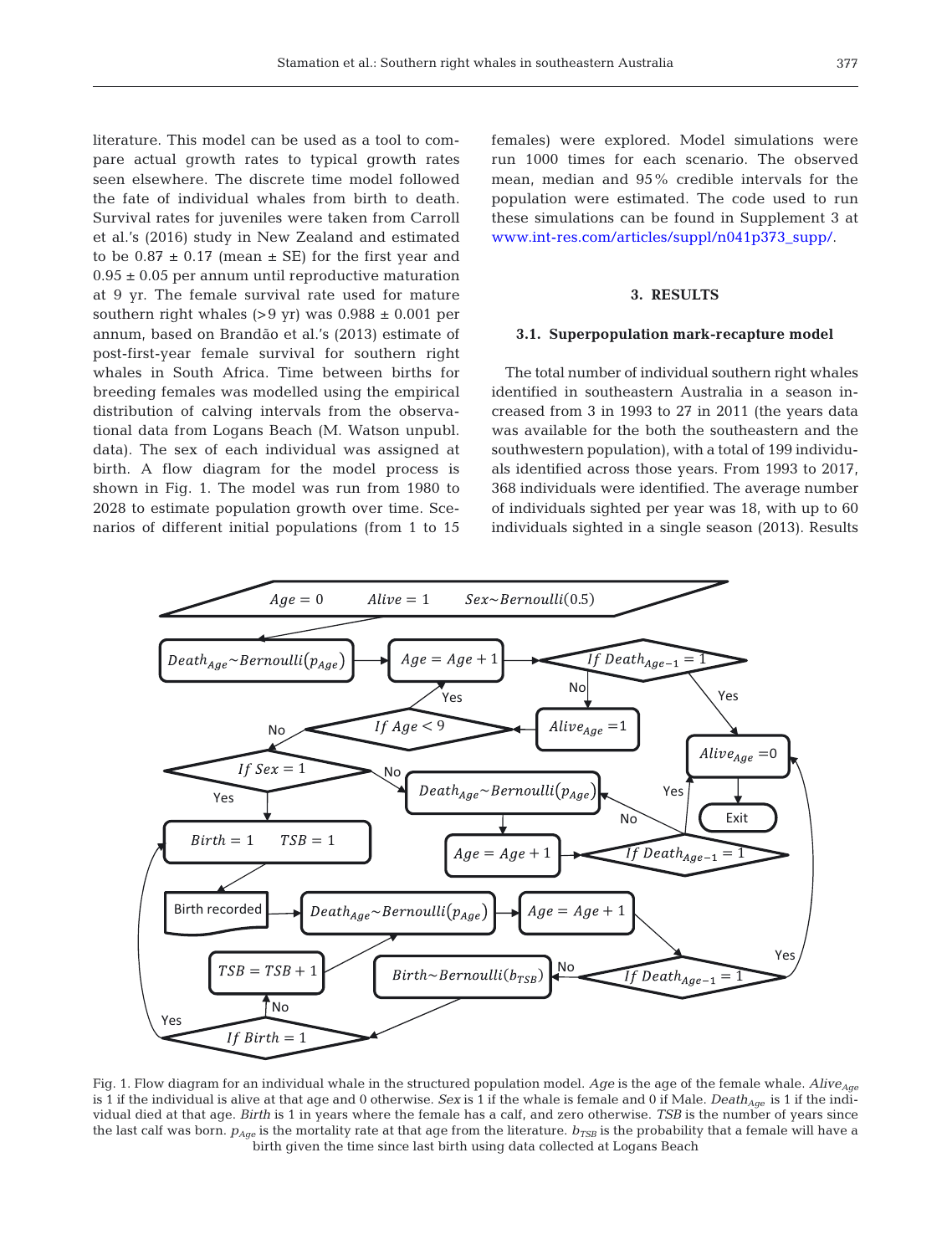literature. This model can be used as a tool to compare actual growth rates to typical growth rates seen elsewhere. The discrete time model followed the fate of individual whales from birth to death. Survival rates for juveniles were taken from Carroll et al.'s (2016) study in New Zealand and estimated to be 0.87 ± 0.17 (mean ± SE) for the first year and 0.95 ± 0.05 per annum until reproductive maturation at 9 yr. The female survival rate used for mature southern right whales (>9 yr) was 0.988 ± 0.001 per annum, based on Brandão et al.'s (2013) estimate of post-first-year female survival for southern right whales in South Africa. Time between births for breeding females was modelled using the empirical distribution of calving intervals from the observational data from Logans Beach (M. Watson unpubl. data). The sex of each individual was assigned at birth. A flow diagram for the model process is shown in Fig. 1. The model was run from 1980 to 2028 to estimate population growth over time. Scenarios of different initial populations (from 1 to 15 females) were explored. Model simulations were run 1000 times for each scenario. The observed mean, median and 95% credible intervals for the population were estimated. The code used to run these simulations can be found in Supplement 3 at www.int-res.com/articles/suppl/n041p373_supp/.

## 3. RESULTS

### 3.1. Superpopulation mark-recapture model

The total number of individual southern right whales identified in southeastern Australia in a season increased from 3 in 1993 to 27 in 2011 (the years data was available for the both the southeastern and the southwestern population), with a total of 199 individuals identified across those years. From 1993 to 2017, 368 individuals were identified. The average number of individuals sighted per year was 18, with up to 60 individuals sighted in a single season (2013). Results

Fig. 1. Flow diagram for an individual whale in the structured population model. *Age* is the age of the female whale. $Alive_{Age}$ is 1 if the individual is alive at that age and 0 otherwise. *Sex* is 1 if the whale is female and 0 if Male. $Death_{Age}$ is 1 if the individual died at that age. *Birth* is 1 in years where the female has a calf, and zero otherwise. *TSB* is the number of years since the last calf was born. $p_{Age}$ is the mortality rate at that age from the literature. $b_{TSB}$ is the probability that a female will have a birth given the time since last birth using data collected at Logans Beach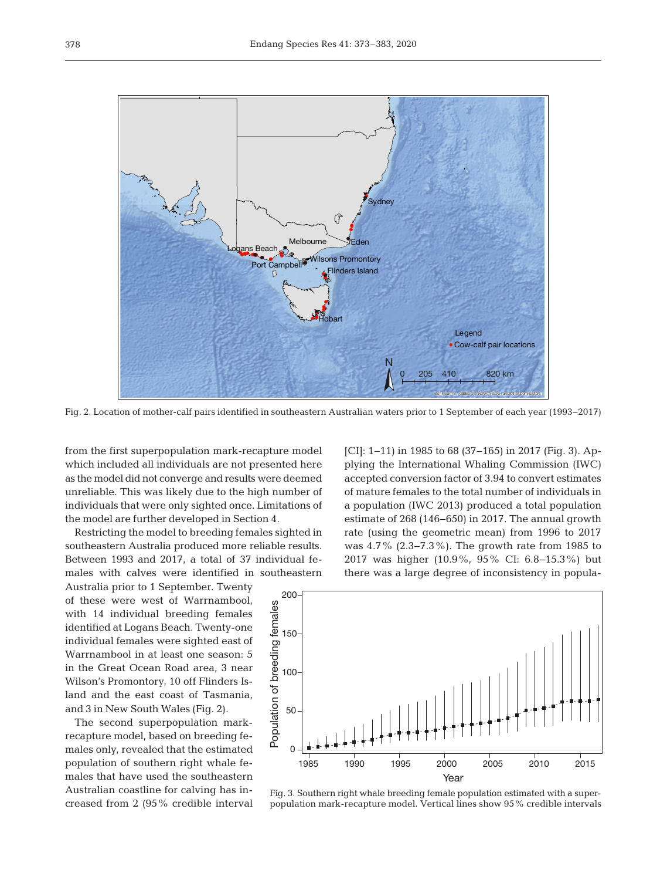Fig. 2. Location of mother-calf pairs identified in southeastern Australian waters prior to 1 September of each year (1993–2017)

from the first superpopulation mark-recapture model which included all individuals are not presented here as the model did not converge and results were deemed unreliable. This was likely due to the high number of individuals that were only sighted once. Limitations of the model are further developed in Section 4.

Restricting the model to breeding females sighted in southeastern Australia produced more reliable results. Between 1993 and 2017, a total of 37 individual females with calves were identified in southeastern Australia prior to 1 September. Twenty of these were west of Warrnambool, with 14 individual breeding females identified at Logans Beach. Twenty-one individual females were sighted east of Warrnambool in at least one season: 5 in the Great Ocean Road area, 3 near Wilson's Promontory, 10 off Flinders Island and the east coast of Tasmania, and 3 in New South Wales (Fig. 2).

The second superpopulation mark-recapture model, based on breeding females only, revealed that the estimated population of southern right whale females that have used the southeastern Australian coastline for calving has increased from 2 (95% credible interval [CI]: 1–11) in 1985 to 68 (37–165) in 2017 (Fig. 3). Applying the International Whaling Commission (IWC) accepted conversion factor of 3.94 to convert estimates of mature females to the total number of individuals in a population (IWC 2013) produced a total population estimate of 268 (146–650) in 2017. The annual growth rate (using the geometric mean) from 1996 to 2017 was 4.7% (2.3–7.3%). The growth rate from 1985 to 2017 was higher (10.9%, 95% CI: 6.8–15.3%) but there was a large degree of inconsistency in popula-

Fig. 3. Southern right whale breeding female population estimated with a superpopulation mark-recapture model. Vertical lines show 95% credible intervals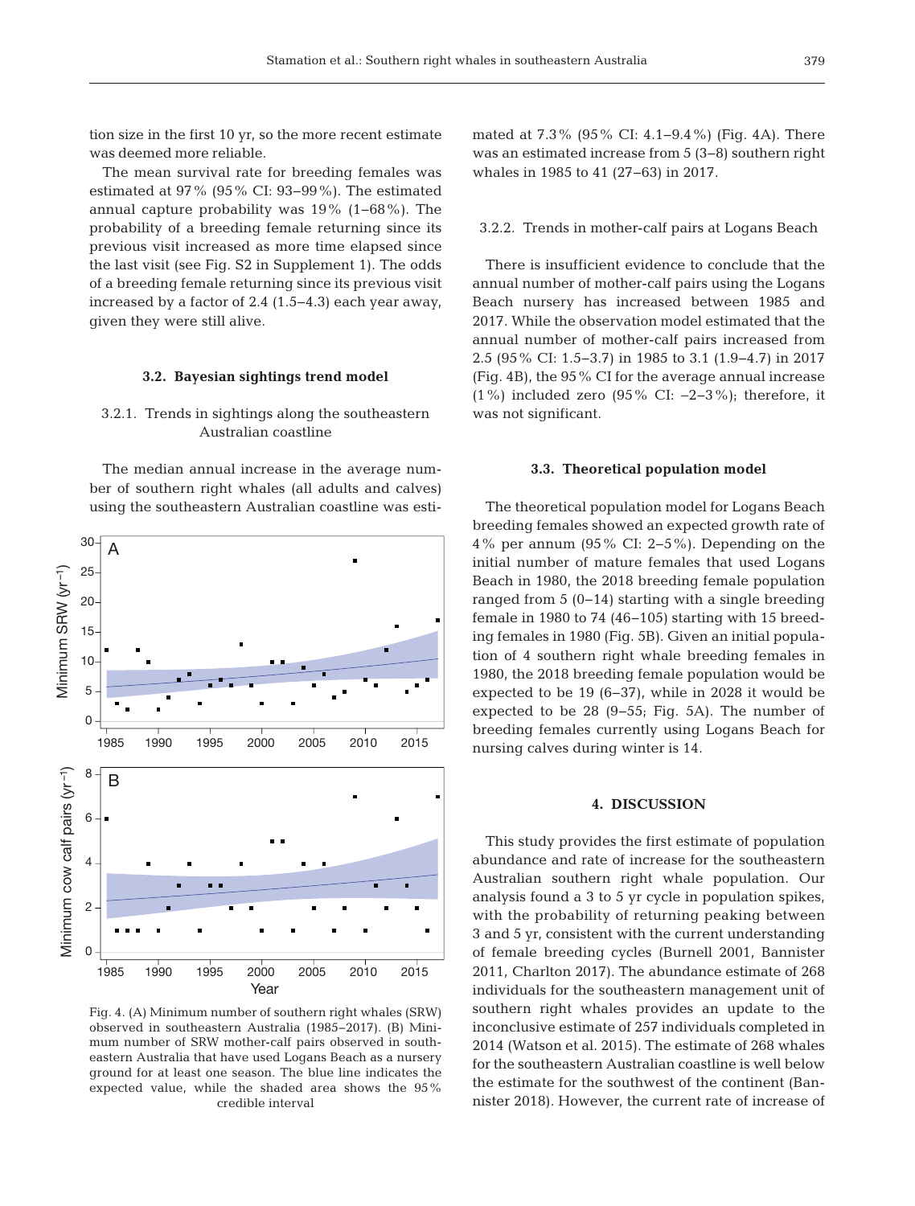tion size in the first 10 yr, so the more recent estimate was deemed more reliable.

The mean survival rate for breeding females was estimated at 97% (95% CI: 93–99%). The estimated annual capture probability was 19% (1–68%). The probability of a breeding female returning since its previous visit increased as more time elapsed since the last visit (see Fig. S2 in Supplement 1). The odds of a breeding female returning since its previous visit increased by a factor of 2.4 (1.5–4.3) each year away, given they were still alive.

### 3.2. Bayesian sightings trend model

#### 3.2.1. Trends in sightings along the southeastern Australian coastline

The median annual increase in the average number of southern right whales (all adults and calves) using the southeastern Australian coastline was estimated at 7.3% (95% CI: 4.1–9.4%) (Fig. 4A). There was an estimated increase from 5 (3–8) southern right whales in 1985 to 41 (27–63) in 2017.

Fig. 4. (A) Minimum number of southern right whales (SRW) observed in southeastern Australia (1985–2017). (B) Minimum number of SRW mother-calf pairs observed in southeastern Australia that have used Logans Beach as a nursery ground for at least one season. The blue line indicates the expected value, while the shaded area shows the 95% credible interval

#### 3.2.2. Trends in mother-calf pairs at Logans Beach

There is insufficient evidence to conclude that the annual number of mother-calf pairs using the Logans Beach nursery has increased between 1985 and 2017. While the observation model estimated that the annual number of mother-calf pairs increased from 2.5 (95% CI: 1.5–3.7) in 1985 to 3.1 (1.9–4.7) in 2017 (Fig. 4B), the 95% CI for the average annual increase (1%) included zero (95% CI: −2–3%); therefore, it was not significant.

### 3.3. Theoretical population model

The theoretical population model for Logans Beach breeding females showed an expected growth rate of 4% per annum (95% CI: 2–5%). Depending on the initial number of mature females that used Logans Beach in 1980, the 2018 breeding female population ranged from 5 (0–14) starting with a single breeding female in 1980 to 74 (46–105) starting with 15 breeding females in 1980 (Fig. 5B). Given an initial population of 4 southern right whale breeding females in 1980, the 2018 breeding female population would be expected to be 19 (6–37), while in 2028 it would be expected to be 28 (9–55; Fig. 5A). The number of breeding females currently using Logans Beach for nursing calves during winter is 14.

## 4. DISCUSSION

This study provides the first estimate of population abundance and rate of increase for the southeastern Australian southern right whale population. Our analysis found a 3 to 5 yr cycle in population spikes, with the probability of returning peaking between 3 and 5 yr, consistent with the current understanding of female breeding cycles (Burnell 2001, Bannister 2011, Charlton 2017). The abundance estimate of 268 individuals for the southeastern management unit of southern right whales provides an update to the inconclusive estimate of 257 individuals completed in 2014 (Watson et al. 2015). The estimate of 268 whales for the southeastern Australian coastline is well below the estimate for the southwest of the continent (Bannister 2018). However, the current rate of increase of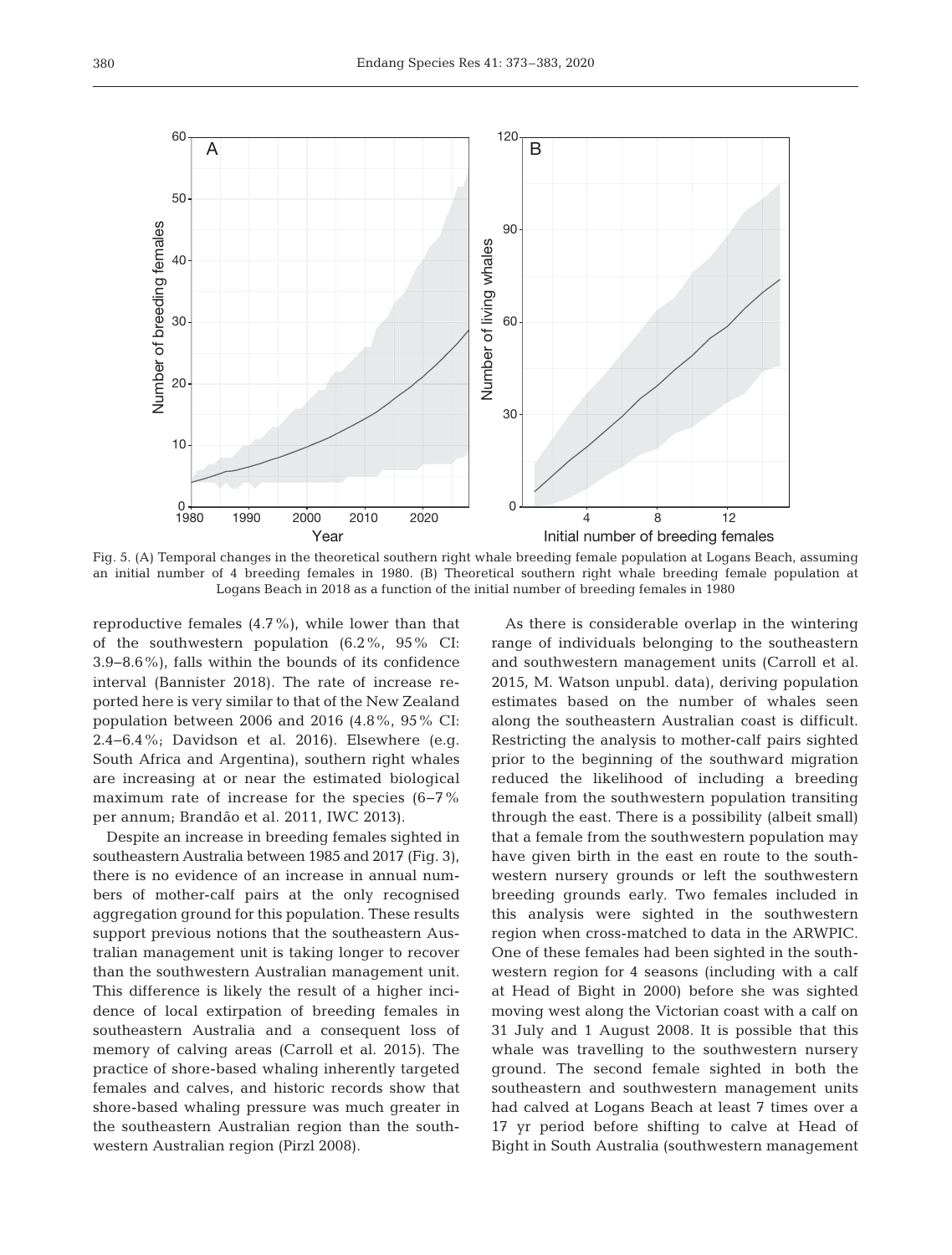Fig. 5. (A) Temporal changes in the theoretical southern right whale breeding female population at Logans Beach, assuming an initial number of 4 breeding females in 1980. (B) Theoretical southern right whale breeding female population at Logans Beach in 2018 as a function of the initial number of breeding females in 1980

reproductive females (4.7%), while lower than that of the southwestern population (6.2%, 95% CI: 3.9–8.6%), falls within the bounds of its confidence interval (Bannister 2018). The rate of increase reported here is very similar to that of the New Zealand population between 2006 and 2016 (4.8%, 95% CI: 2.4–6.4%; Davidson et al. 2016). Elsewhere (e.g. South Africa and Argentina), southern right whales are increasing at or near the estimated biological maximum rate of increase for the species (6–7% per annum; Brandão et al. 2011, IWC 2013).

Despite an increase in breeding females sighted in southeastern Australia between 1985 and 2017 (Fig. 3), there is no evidence of an increase in annual numbers of mother-calf pairs at the only recognised aggregation ground for this population. These results support previous notions that the southeastern Australian management unit is taking longer to recover than the southwestern Australian management unit. This difference is likely the result of a higher incidence of local extirpation of breeding females in southeastern Australia and a consequent loss of memory of calving areas (Carroll et al. 2015). The practice of shore-based whaling inherently targeted females and calves, and historic records show that shore-based whaling pressure was much greater in the southeastern Australian region than the southwestern Australian region (Pirzl 2008).

As there is considerable overlap in the wintering range of individuals belonging to the southeastern and southwestern management units (Carroll et al. 2015, M. Watson unpubl. data), deriving population estimates based on the number of whales seen along the southeastern Australian coast is difficult. Restricting the analysis to mother-calf pairs sighted prior to the beginning of the southward migration reduced the likelihood of including a breeding female from the southwestern population transiting through the east. There is a possibility (albeit small) that a female from the southwestern population may have given birth in the east en route to the southwestern nursery grounds or left the southwestern breeding grounds early. Two females included in this analysis were sighted in the southwestern region when cross-matched to data in the ARWPIC. One of these females had been sighted in the southwestern region for 4 seasons (including with a calf at Head of Bight in 2000) before she was sighted moving west along the Victorian coast with a calf on 31 July and 1 August 2008. It is possible that this whale was travelling to the southwestern nursery ground. The second female sighted in both the southeastern and southwestern management units had calved at Logans Beach at least 7 times over a 17 yr period before shifting to calve at Head of Bight in South Australia (southwestern management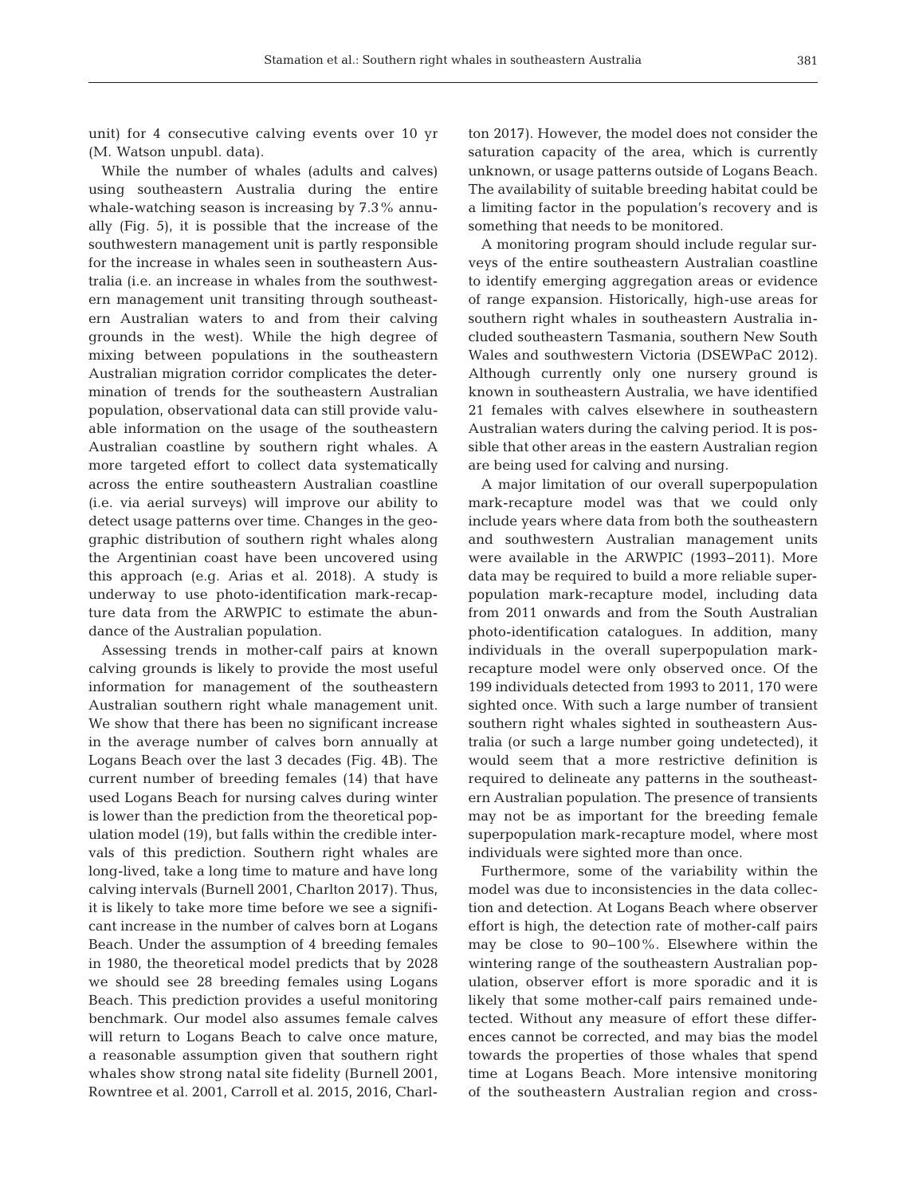unit) for 4 consecutive calving events over 10 yr (M. Watson unpubl. data).

While the number of whales (adults and calves) using southeastern Australia during the entire whale-watching season is increasing by 7.3% annually (Fig. 5), it is possible that the increase of the southwestern management unit is partly responsible for the increase in whales seen in southeastern Australia (i.e. an increase in whales from the southwestern management unit transiting through southeastern Australian waters to and from their calving grounds in the west). While the high degree of mixing between populations in the southeastern Australian migration corridor complicates the determination of trends for the southeastern Australian population, observational data can still provide valuable information on the usage of the southeastern Australian coastline by southern right whales. A more targeted effort to collect data systematically across the entire southeastern Australian coastline (i.e. via aerial surveys) will improve our ability to detect usage patterns over time. Changes in the geographic distribution of southern right whales along the Argentinian coast have been uncovered using this approach (e.g. Arias et al. 2018). A study is underway to use photo-identification mark-recapture data from the ARWPIC to estimate the abundance of the Australian population.

Assessing trends in mother-calf pairs at known calving grounds is likely to provide the most useful information for management of the southeastern Australian southern right whale management unit. We show that there has been no significant increase in the average number of calves born annually at Logans Beach over the last 3 decades (Fig. 4B). The current number of breeding females (14) that have used Logans Beach for nursing calves during winter is lower than the prediction from the theoretical population model (19), but falls within the credible intervals of this prediction. Southern right whales are long-lived, take a long time to mature and have long calving intervals (Burnell 2001, Charlton 2017). Thus, it is likely to take more time before we see a significant increase in the number of calves born at Logans Beach. Under the assumption of 4 breeding females in 1980, the theoretical model predicts that by 2028 we should see 28 breeding females using Logans Beach. This prediction provides a useful monitoring benchmark. Our model also assumes female calves will return to Logans Beach to calve once mature, a reasonable assumption given that southern right whales show strong natal site fidelity (Burnell 2001, Rowntree et al. 2001, Carroll et al. 2015, 2016, Charlton 2017). However, the model does not consider the saturation capacity of the area, which is currently unknown, or usage patterns outside of Logans Beach. The availability of suitable breeding habitat could be a limiting factor in the population's recovery and is something that needs to be monitored.

A monitoring program should include regular surveys of the entire southeastern Australian coastline to identify emerging aggregation areas or evidence of range expansion. Historically, high-use areas for southern right whales in southeastern Australia included southeastern Tasmania, southern New South Wales and southwestern Victoria (DSEWPaC 2012). Although currently only one nursery ground is known in southeastern Australia, we have identified 21 females with calves elsewhere in southeastern Australian waters during the calving period. It is possible that other areas in the eastern Australian region are being used for calving and nursing.

A major limitation of our overall superpopulation mark-recapture model was that we could only include years where data from both the southeastern and southwestern Australian management units were available in the ARWPIC (1993–2011). More data may be required to build a more reliable superpopulation mark-recapture model, including data from 2011 onwards and from the South Australian photo-identification catalogues. In addition, many individuals in the overall superpopulation mark-recapture model were only observed once. Of the 199 individuals detected from 1993 to 2011, 170 were sighted once. With such a large number of transient southern right whales sighted in southeastern Australia (or such a large number going undetected), it would seem that a more restrictive definition is required to delineate any patterns in the southeastern Australian population. The presence of transients may not be as important for the breeding female superpopulation mark-recapture model, where most individuals were sighted more than once.

Furthermore, some of the variability within the model was due to inconsistencies in the data collection and detection. At Logans Beach where observer effort is high, the detection rate of mother-calf pairs may be close to 90–100%. Elsewhere within the wintering range of the southeastern Australian population, observer effort is more sporadic and it is likely that some mother-calf pairs remained undetected. Without any measure of effort these differences cannot be corrected, and may bias the model towards the properties of those whales that spend time at Logans Beach. More intensive monitoring of the southeastern Australian region and cross-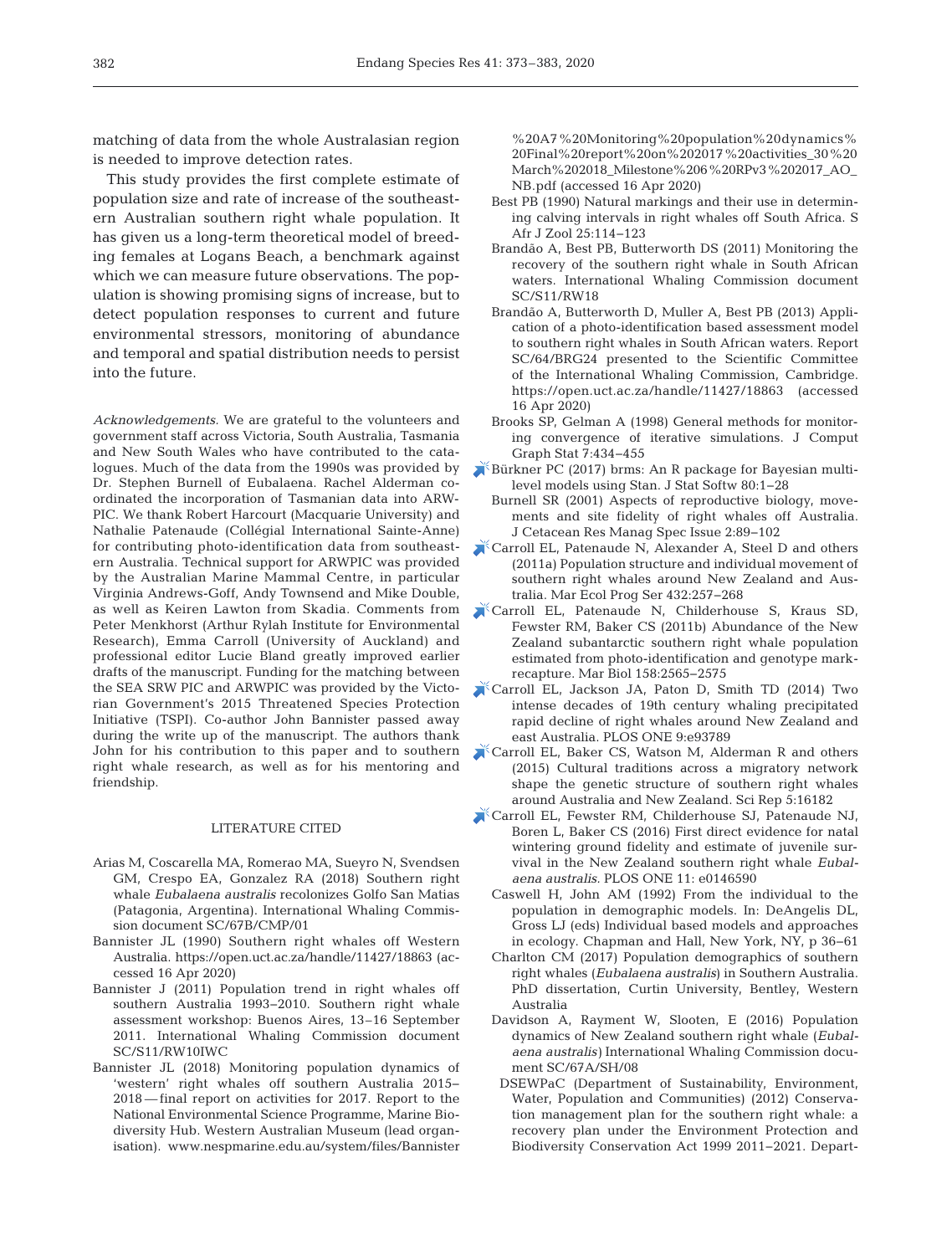matching of data from the whole Australasian region is needed to improve detection rates.

This study provides the first complete estimate of population size and rate of increase of the southeastern Australian southern right whale population. It has given us a long-term theoretical model of breeding females at Logans Beach, a benchmark against which we can measure future observations. The population is showing promising signs of increase, but to detect population responses to current and future environmental stressors, monitoring of abundance and temporal and spatial distribution needs to persist into the future.

*Acknowledgements*. We are grateful to the volunteers and government staff across Victoria, South Australia, Tasmania and New South Wales who have contributed to the catalogues. Much of the data from the 1990s was provided by Dr. Stephen Burnell of Eubalaena. Rachel Alderman coordinated the incorporation of Tasmanian data into ARWPIC. We thank Robert Harcourt (Macquarie University) and Nathalie Patenaude (Collégial International Sainte-Anne) for contributing photo-identification data from southeastern Australia. Technical support for ARWPIC was provided by the Australian Marine Mammal Centre, in particular Virginia Andrews-Goff, Andy Townsend and Mike Double, as well as Keiren Lawton from Skadia. Comments from Peter Menkhorst (Arthur Rylah Institute for Environmental Research), Emma Carroll (University of Auckland) and professional editor Lucie Bland greatly improved earlier drafts of the manuscript. Funding for the matching between the SEA SRW PIC and ARWPIC was provided by the Victorian Government's 2015 Threatened Species Protection Initiative (TSPI). Co-author John Bannister passed away during the write up of the manuscript. The authors thank John for his contribution to this paper and to southern right whale research, as well as for his mentoring and friendship.

## LITERATURE CITED

- Arias M, Coscarella MA, Romerao MA, Sueyro N, Svendsen GM, Crespo EA, Gonzalez RA (2018) Southern right whale *Eubalaena australis* recolonizes Golfo San Matias (Patagonia, Argentina). International Whaling Commission document SC/67B/CMP/01
- Bannister JL (1990) Southern right whales off Western Australia. https://open.uct.ac.za/handle/11427/18863 (accessed 16 Apr 2020)
- Bannister J (2011) Population trend in right whales off southern Australia 1993–2010. Southern right whale assessment workshop: Buenos Aires, 13–16 September 2011. International Whaling Commission document SC/S11/RW10IWC
- Bannister JL (2018) Monitoring population dynamics of 'western' right whales off southern Australia 2015–2018 — final report on activities for 2017. Report to the National Environmental Science Programme, Marine Biodiversity Hub. Western Australian Museum (lead organisation). www.nespmarine.edu.au/system/files/Bannister%20A7%20Monitoring%20population%20dynamics%20Final%20report%20on%202017%20activities_30%20March%202018_Milestone%206%20RPv3%202017_AO_NB.pdf (accessed 16 Apr 2020)
- Best PB (1990) Natural markings and their use in determining calving intervals in right whales off South Africa. S Afr J Zool 25:114–123
- Brandão A, Best PB, Butterworth DS (2011) Monitoring the recovery of the southern right whale in South African waters. International Whaling Commission document SC/S11/RW18
- Brandão A, Butterworth D, Muller A, Best PB (2013) Application of a photo-identification based assessment model to southern right whales in South African waters. Report SC/64/BRG24 presented to the Scientific Committee of the International Whaling Commission, Cambridge. https://open.uct.ac.za/handle/11427/18863 (accessed 16 Apr 2020)
- Brooks SP, Gelman A (1998) General methods for monitoring convergence of iterative simulations. J Comput Graph Stat 7:434–455
- Bürkner PC (2017) brms: An R package for Bayesian multilevel models using Stan. J Stat Softw 80:1–28
- Burnell SR (2001) Aspects of reproductive biology, movements and site fidelity of right whales off Australia. J Cetacean Res Manag Spec Issue 2:89–102
- Carroll EL, Patenaude N, Alexander A, Steel D and others (2011a) Population structure and individual movement of southern right whales around New Zealand and Australia. Mar Ecol Prog Ser 432:257–268
- Carroll EL, Patenaude N, Childerhouse S, Kraus SD, Fewster RM, Baker CS (2011b) Abundance of the New Zealand subantarctic southern right whale population estimated from photo-identification and genotype mark-recapture. Mar Biol 158:2565–2575
- Carroll EL, Jackson JA, Paton D, Smith TD (2014) Two intense decades of 19th century whaling precipitated rapid decline of right whales around New Zealand and east Australia. PLOS ONE 9:e93789
- Carroll EL, Baker CS, Watson M, Alderman R and others (2015) Cultural traditions across a migratory network shape the genetic structure of southern right whales around Australia and New Zealand. Sci Rep 5:16182
- Carroll EL, Fewster RM, Childerhouse SJ, Patenaude NJ, Boren L, Baker CS (2016) First direct evidence for natal wintering ground fidelity and estimate of juvenile survival in the New Zealand southern right whale *Eubalaena australis*. PLOS ONE 11: e0146590
- Caswell H, John AM (1992) From the individual to the population in demographic models. In: DeAngelis DL, Gross LJ (eds) Individual based models and approaches in ecology. Chapman and Hall, New York, NY, p 36–61
- Charlton CM (2017) Population demographics of southern right whales (*Eubalaena australis*) in Southern Australia. PhD dissertation, Curtin University, Bentley, Western Australia
- Davidson A, Rayment W, Slooten, E (2016) Population dynamics of New Zealand southern right whale (*Eubalaena australis*) International Whaling Commission document SC/67A/SH/08
- DSEWPaC (Department of Sustainability, Environment, Water, Population and Communities) (2012) Conservation management plan for the southern right whale: a recovery plan under the Environment Protection and Biodiversity Conservation Act 1999 2011–2021. Depart-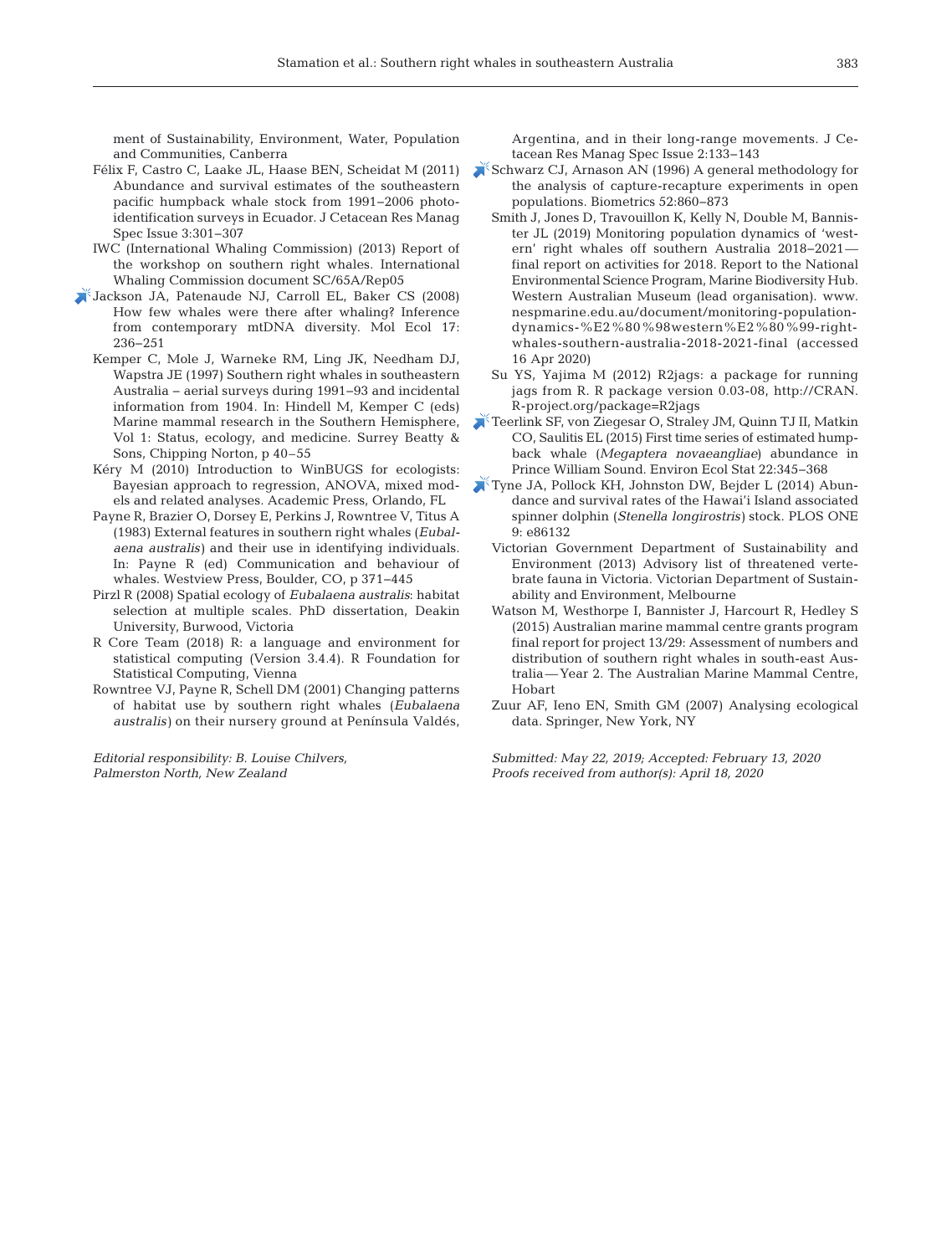ment of Sustainability, Environment, Water, Population and Communities, Canberra

Félix F, Castro C, Laake JL, Haase BEN, Scheidat M (2011) Abundance and survival estimates of the southeastern pacific humpback whale stock from 1991–2006 photo-identification surveys in Ecuador. J Cetacean Res Manag Spec Issue 3:301–307

IWC (International Whaling Commission) (2013) Report of the workshop on southern right whales. International Whaling Commission document SC/65A/Rep05

Jackson JA, Patenaude NJ, Carroll EL, Baker CS (2008) How few whales were there after whaling? Inference from contemporary mtDNA diversity. Mol Ecol 17: 236–251

Kemper C, Mole J, Warneke RM, Ling JK, Needham DJ, Wapstra JE (1997) Southern right whales in southeastern Australia – aerial surveys during 1991–93 and incidental information from 1904. In: Hindell M, Kemper C (eds) Marine mammal research in the Southern Hemisphere, Vol 1: Status, ecology, and medicine. Surrey Beatty & Sons, Chipping Norton, p 40–55

Kéry M (2010) Introduction to WinBUGS for ecologists: Bayesian approach to regression, ANOVA, mixed models and related analyses. Academic Press, Orlando, FL

Payne R, Brazier O, Dorsey E, Perkins J, Rowntree V, Titus A (1983) External features in southern right whales (*Eubalaena australis*) and their use in identifying individuals. In: Payne R (ed) Communication and behaviour of whales. Westview Press, Boulder, CO, p 371–445

Pirzl R (2008) Spatial ecology of *Eubalaena australis*: habitat selection at multiple scales. PhD dissertation, Deakin University, Burwood, Victoria

R Core Team (2018) R: a language and environment for statistical computing (Version 3.4.4). R Foundation for Statistical Computing, Vienna

Rowntree VJ, Payne R, Schell DM (2001) Changing patterns of habitat use by southern right whales (*Eubalaena australis*) on their nursery ground at Península Valdés, Argentina, and in their long-range movements. J Cetacean Res Manag Spec Issue 2:133–143

Schwarz CJ, Arnason AN (1996) A general methodology for the analysis of capture-recapture experiments in open populations. Biometrics 52:860–873

Smith J, Jones D, Travouillon K, Kelly N, Double M, Bannister JL (2019) Monitoring population dynamics of 'western' right whales off southern Australia 2018–2021 — final report on activities for 2018. Report to the National Environmental Science Program, Marine Biodiversity Hub. Western Australian Museum (lead organisation). www.nespmarine.edu.au/document/monitoring-population-dynamics-%E2%80%98western%E2%80%99-right-whales-southern-australia-2018-2021-final (accessed 16 Apr 2020)

Su YS, Yajima M (2012) R2jags: a package for running jags from R. R package version 0.03-08, http://CRAN.R-project.org/package=R2jags

Teerlink SF, von Ziegesar O, Straley JM, Quinn TJ II, Matkin CO, Saulitis EL (2015) First time series of estimated humpback whale (*Megaptera novaeangliae*) abundance in Prince William Sound. Environ Ecol Stat 22:345–368

Tyne JA, Pollock KH, Johnston DW, Bejder L (2014) Abundance and survival rates of the Hawai'i Island associated spinner dolphin (*Stenella longirostris*) stock. PLOS ONE 9: e86132

Victorian Government Department of Sustainability and Environment (2013) Advisory list of threatened vertebrate fauna in Victoria. Victorian Department of Sustainability and Environment, Melbourne

Watson M, Westhorpe I, Bannister J, Harcourt R, Hedley S (2015) Australian marine mammal centre grants program final report for project 13/29: Assessment of numbers and distribution of southern right whales in south-east Australia — Year 2. The Australian Marine Mammal Centre, Hobart

Zuur AF, Ieno EN, Smith GM (2007) Analysing ecological data. Springer, New York, NY

*Editorial responsibility: B. Louise Chilvers, Palmerston North, New Zealand*

*Submitted: May 22, 2019; Accepted: February 13, 2020*
*Proofs received from author(s): April 18, 2020*